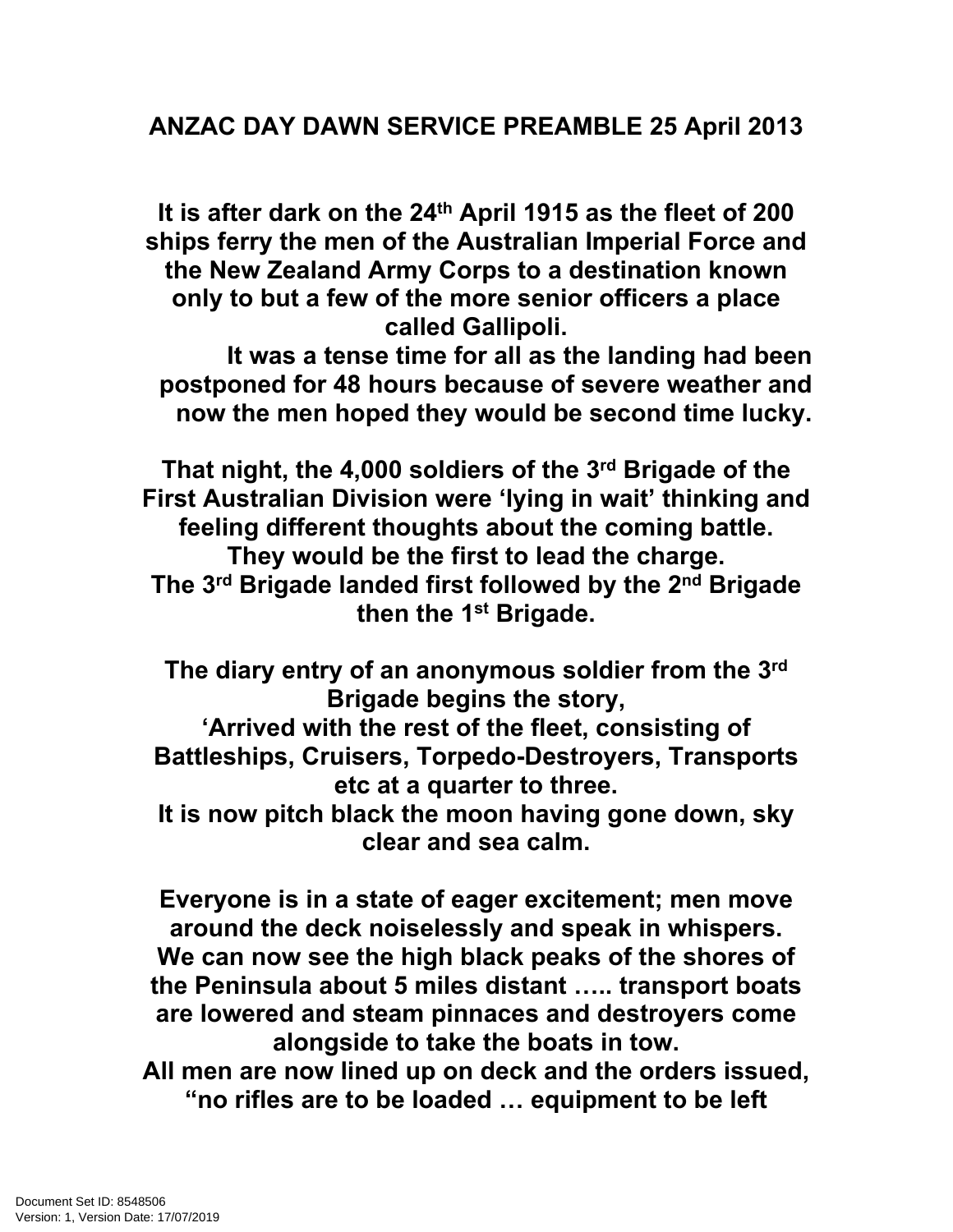# ANZAC DAY DAWN SERVICE PREAMBLE 25 April 2013

**It is after dark on the 24th April 1915 as the fleet of 200 ships ferry the men of the Australian Imperial Force and the New Zealand Army Corps to a destination known only to but a few of the more senior officers a place called Gallipoli.**

**It was a tense time for all as the landing had been postponed for 48 hours because of severe weather and now the men hoped they would be second time lucky.**

**That night, the 4,000 soldiers of the 3rd Brigade of the First Australian Division were 'lying in wait' thinking and feeling different thoughts about the coming battle. They would be the first to lead the charge. The 3rd Brigade landed first followed by the 2nd Brigade then the 1st Brigade.**

**The diary entry of an anonymous soldier from the 3rd Brigade begins the story,**
**'Arrived with the rest of the fleet, consisting of Battleships, Cruisers, Torpedo-Destroyers, Transports etc at a quarter to three.**
**It is now pitch black the moon having gone down, sky clear and sea calm.**

**Everyone is in a state of eager excitement; men move around the deck noiselessly and speak in whispers. We can now see the high black peaks of the shores of the Peninsula about 5 miles distant ….. transport boats are lowered and steam pinnaces and destroyers come alongside to take the boats in tow.**
**All men are now lined up on deck and the orders issued, "no rifles are to be loaded … equipment to be left**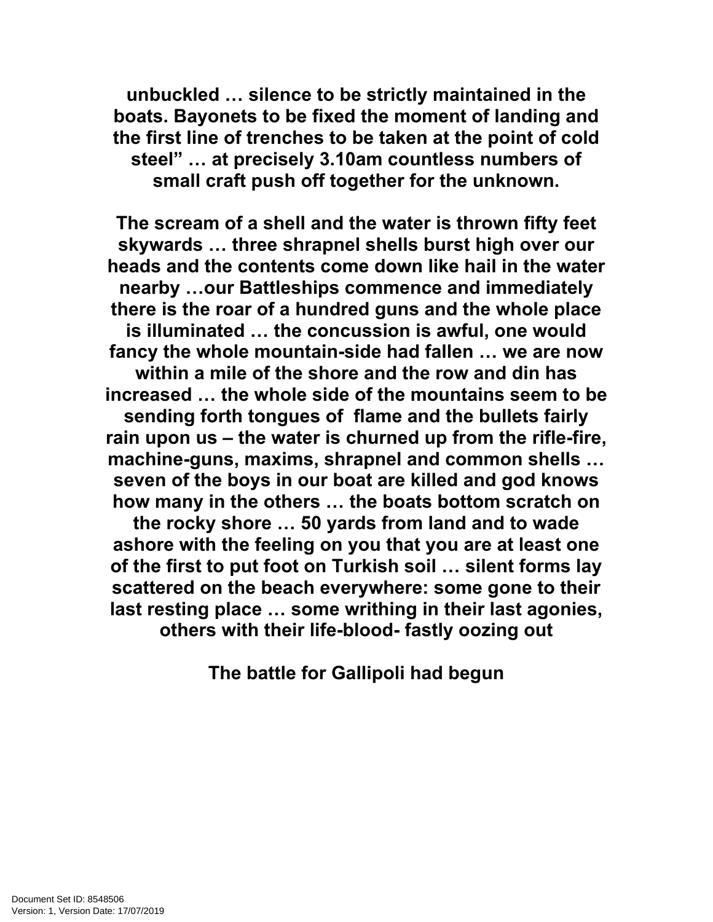**unbuckled … silence to be strictly maintained in the boats. Bayonets to be fixed the moment of landing and the first line of trenches to be taken at the point of cold steel" … at precisely 3.10am countless numbers of small craft push off together for the unknown.**

**The scream of a shell and the water is thrown fifty feet skywards … three shrapnel shells burst high over our heads and the contents come down like hail in the water nearby …our Battleships commence and immediately there is the roar of a hundred guns and the whole place is illuminated … the concussion is awful, one would fancy the whole mountain-side had fallen … we are now within a mile of the shore and the row and din has increased … the whole side of the mountains seem to be sending forth tongues of flame and the bullets fairly rain upon us – the water is churned up from the rifle-fire, machine-guns, maxims, shrapnel and common shells … seven of the boys in our boat are killed and god knows how many in the others … the boats bottom scratch on the rocky shore … 50 yards from land and to wade ashore with the feeling on you that you are at least one of the first to put foot on Turkish soil … silent forms lay scattered on the beach everywhere: some gone to their last resting place … some writhing in their last agonies, others with their life-blood- fastly oozing out**

**The battle for Gallipoli had begun**

Document Set ID: 8548506
Version: 1, Version Date: 17/07/2019